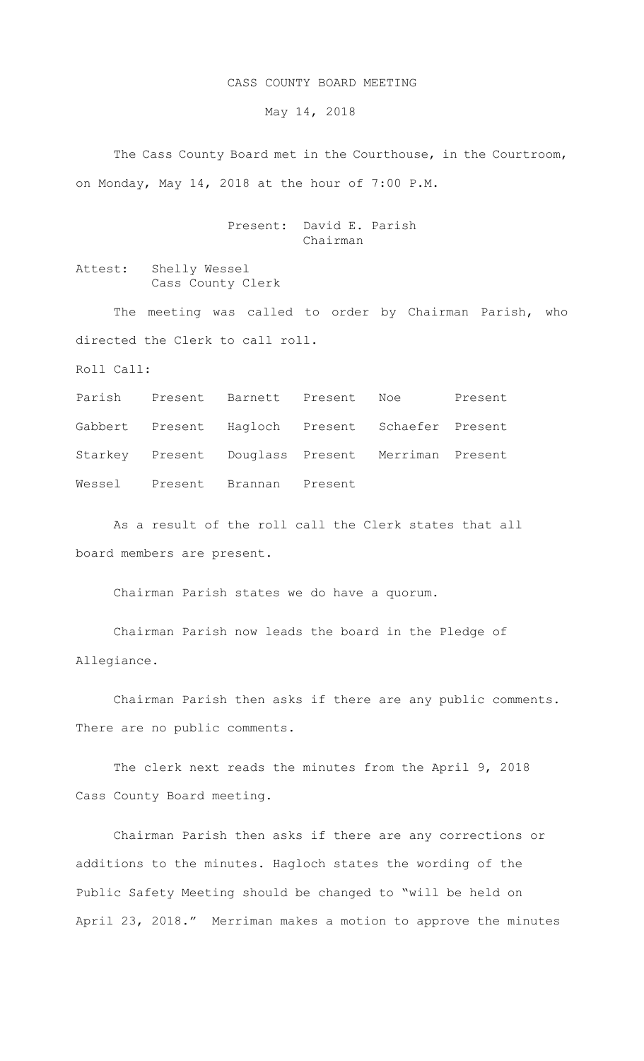# CASS COUNTY BOARD MEETING

May 14, 2018

The Cass County Board met in the Courthouse, in the Courtroom, on Monday, May 14, 2018 at the hour of 7:00 P.M.

Present: David E. Parish
Chairman

Attest: Shelly Wessel
Cass County Clerk

The meeting was called to order by Chairman Parish, who directed the Clerk to call roll.

Roll Call:

| | | | | | |
|---|---|---|---|---|---|
| Parish | Present | Barnett | Present | Noe | Present |
| Gabbert | Present | Hagloch | Present | Schaefer | Present |
| Starkey | Present | Douglass | Present | Merriman | Present |
| Wessel | Present | Brannan | Present | | |

As a result of the roll call the Clerk states that all board members are present.

Chairman Parish states we do have a quorum.

Chairman Parish now leads the board in the Pledge of Allegiance.

Chairman Parish then asks if there are any public comments. There are no public comments.

The clerk next reads the minutes from the April 9, 2018 Cass County Board meeting.

Chairman Parish then asks if there are any corrections or additions to the minutes. Hagloch states the wording of the Public Safety Meeting should be changed to "will be held on April 23, 2018." Merriman makes a motion to approve the minutes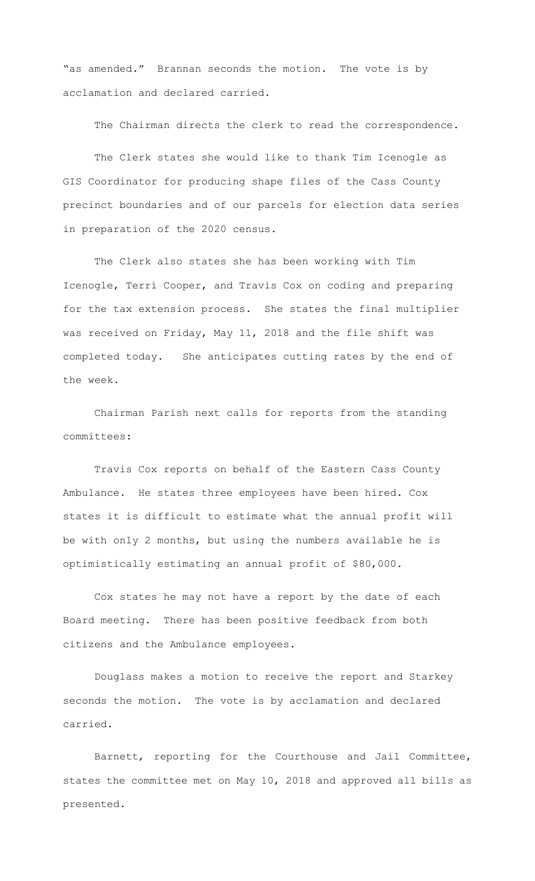"as amended." Brannan seconds the motion. The vote is by acclamation and declared carried.

The Chairman directs the clerk to read the correspondence.

The Clerk states she would like to thank Tim Icenogle as GIS Coordinator for producing shape files of the Cass County precinct boundaries and of our parcels for election data series in preparation of the 2020 census.

The Clerk also states she has been working with Tim Icenogle, Terri Cooper, and Travis Cox on coding and preparing for the tax extension process. She states the final multiplier was received on Friday, May 11, 2018 and the file shift was completed today. She anticipates cutting rates by the end of the week.

Chairman Parish next calls for reports from the standing committees:

Travis Cox reports on behalf of the Eastern Cass County Ambulance. He states three employees have been hired. Cox states it is difficult to estimate what the annual profit will be with only 2 months, but using the numbers available he is optimistically estimating an annual profit of $80,000.

Cox states he may not have a report by the date of each Board meeting. There has been positive feedback from both citizens and the Ambulance employees.

Douglass makes a motion to receive the report and Starkey seconds the motion. The vote is by acclamation and declared carried.

Barnett, reporting for the Courthouse and Jail Committee, states the committee met on May 10, 2018 and approved all bills as presented.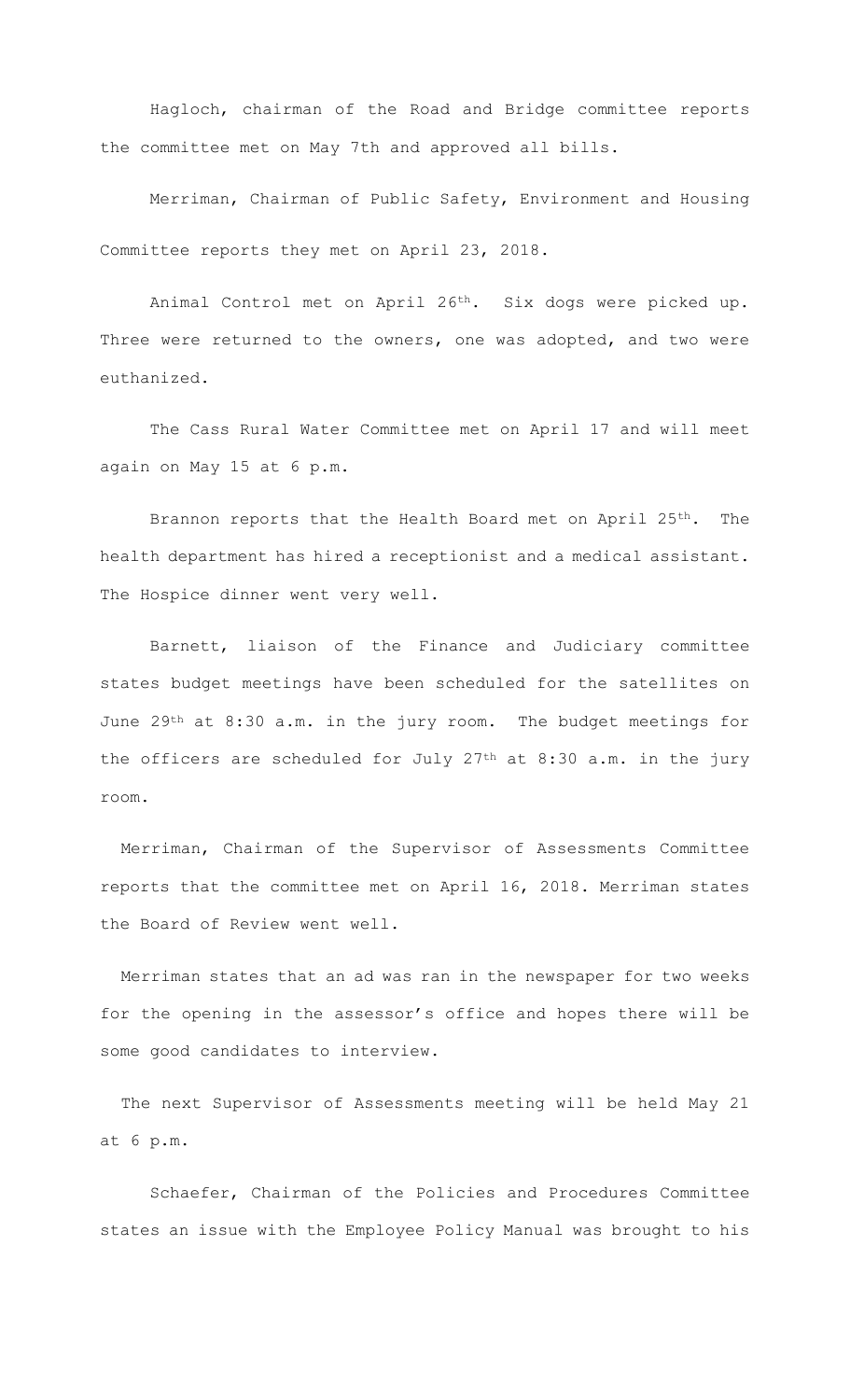Hagloch, chairman of the Road and Bridge committee reports the committee met on May 7th and approved all bills.

Merriman, Chairman of Public Safety, Environment and Housing Committee reports they met on April 23, 2018.

Animal Control met on April 26th. Six dogs were picked up. Three were returned to the owners, one was adopted, and two were euthanized.

The Cass Rural Water Committee met on April 17 and will meet again on May 15 at 6 p.m.

Brannon reports that the Health Board met on April 25th. The health department has hired a receptionist and a medical assistant. The Hospice dinner went very well.

Barnett, liaison of the Finance and Judiciary committee states budget meetings have been scheduled for the satellites on June 29th at 8:30 a.m. in the jury room. The budget meetings for the officers are scheduled for July 27th at 8:30 a.m. in the jury room.

Merriman, Chairman of the Supervisor of Assessments Committee reports that the committee met on April 16, 2018. Merriman states the Board of Review went well.

Merriman states that an ad was ran in the newspaper for two weeks for the opening in the assessor's office and hopes there will be some good candidates to interview.

The next Supervisor of Assessments meeting will be held May 21 at 6 p.m.

Schaefer, Chairman of the Policies and Procedures Committee states an issue with the Employee Policy Manual was brought to his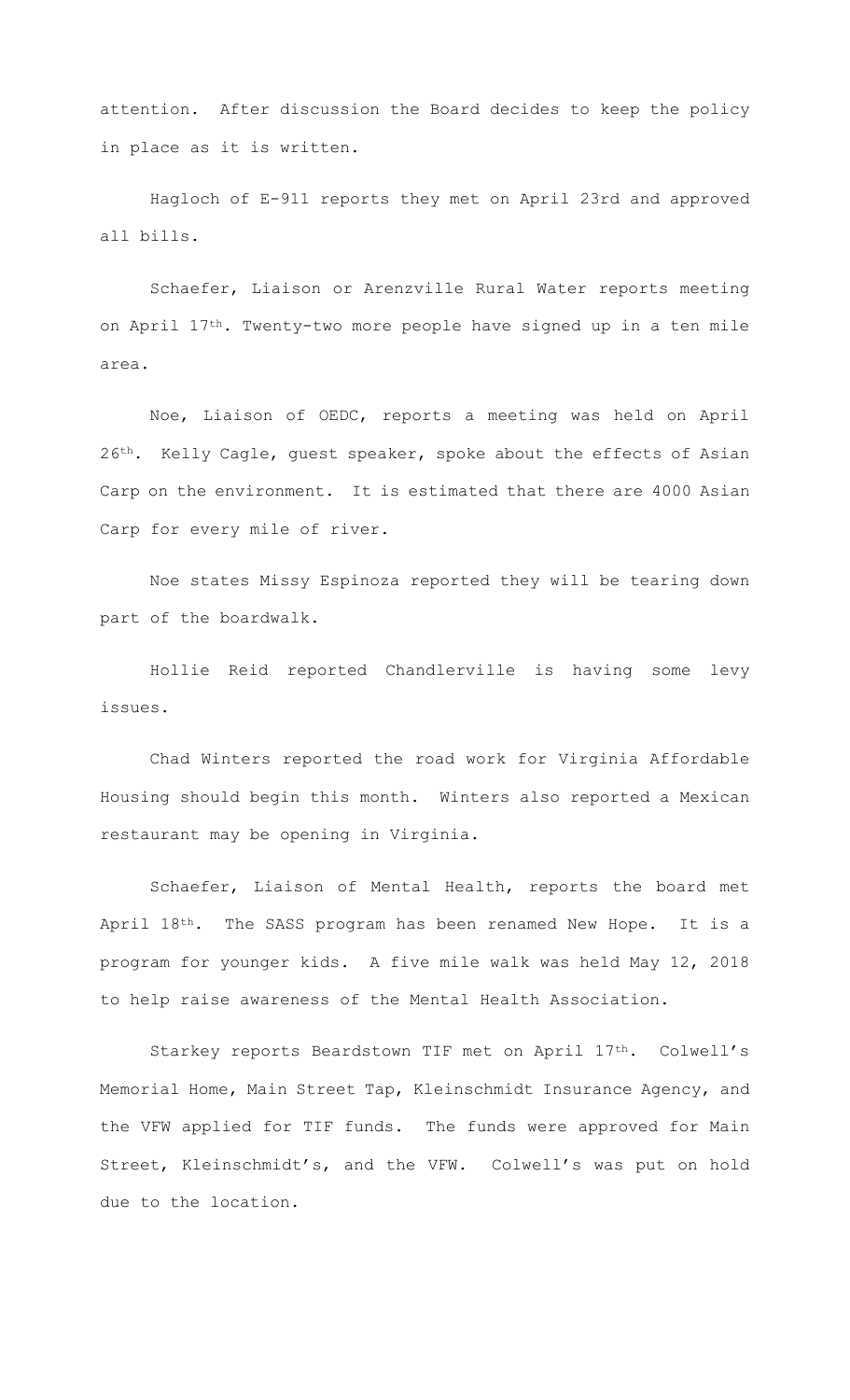attention. After discussion the Board decides to keep the policy in place as it is written.

Hagloch of E-911 reports they met on April 23rd and approved all bills.

Schaefer, Liaison or Arenzville Rural Water reports meeting on April 17th. Twenty-two more people have signed up in a ten mile area.

Noe, Liaison of OEDC, reports a meeting was held on April 26th. Kelly Cagle, guest speaker, spoke about the effects of Asian Carp on the environment. It is estimated that there are 4000 Asian Carp for every mile of river.

Noe states Missy Espinoza reported they will be tearing down part of the boardwalk.

Hollie Reid reported Chandlerville is having some levy issues.

Chad Winters reported the road work for Virginia Affordable Housing should begin this month. Winters also reported a Mexican restaurant may be opening in Virginia.

Schaefer, Liaison of Mental Health, reports the board met April 18th. The SASS program has been renamed New Hope. It is a program for younger kids. A five mile walk was held May 12, 2018 to help raise awareness of the Mental Health Association.

Starkey reports Beardstown TIF met on April 17th. Colwell's Memorial Home, Main Street Tap, Kleinschmidt Insurance Agency, and the VFW applied for TIF funds. The funds were approved for Main Street, Kleinschmidt's, and the VFW. Colwell's was put on hold due to the location.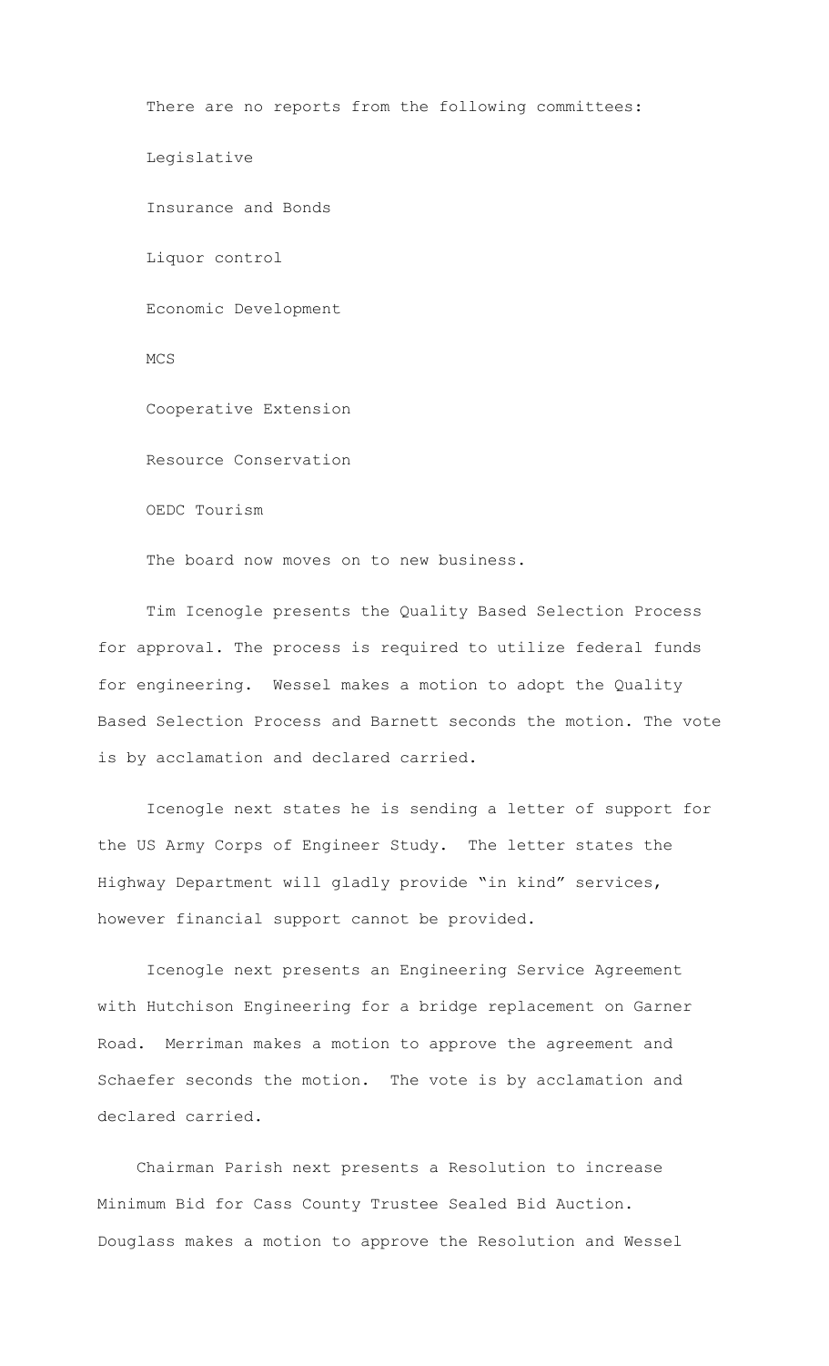There are no reports from the following committees:

Legislative

Insurance and Bonds

Liquor control

Economic Development

MCS

Cooperative Extension

Resource Conservation

OEDC Tourism

The board now moves on to new business.

Tim Icenogle presents the Quality Based Selection Process for approval. The process is required to utilize federal funds for engineering. Wessel makes a motion to adopt the Quality Based Selection Process and Barnett seconds the motion. The vote is by acclamation and declared carried.

Icenogle next states he is sending a letter of support for the US Army Corps of Engineer Study. The letter states the Highway Department will gladly provide "in kind" services, however financial support cannot be provided.

Icenogle next presents an Engineering Service Agreement with Hutchison Engineering for a bridge replacement on Garner Road. Merriman makes a motion to approve the agreement and Schaefer seconds the motion. The vote is by acclamation and declared carried.

Chairman Parish next presents a Resolution to increase Minimum Bid for Cass County Trustee Sealed Bid Auction. Douglass makes a motion to approve the Resolution and Wessel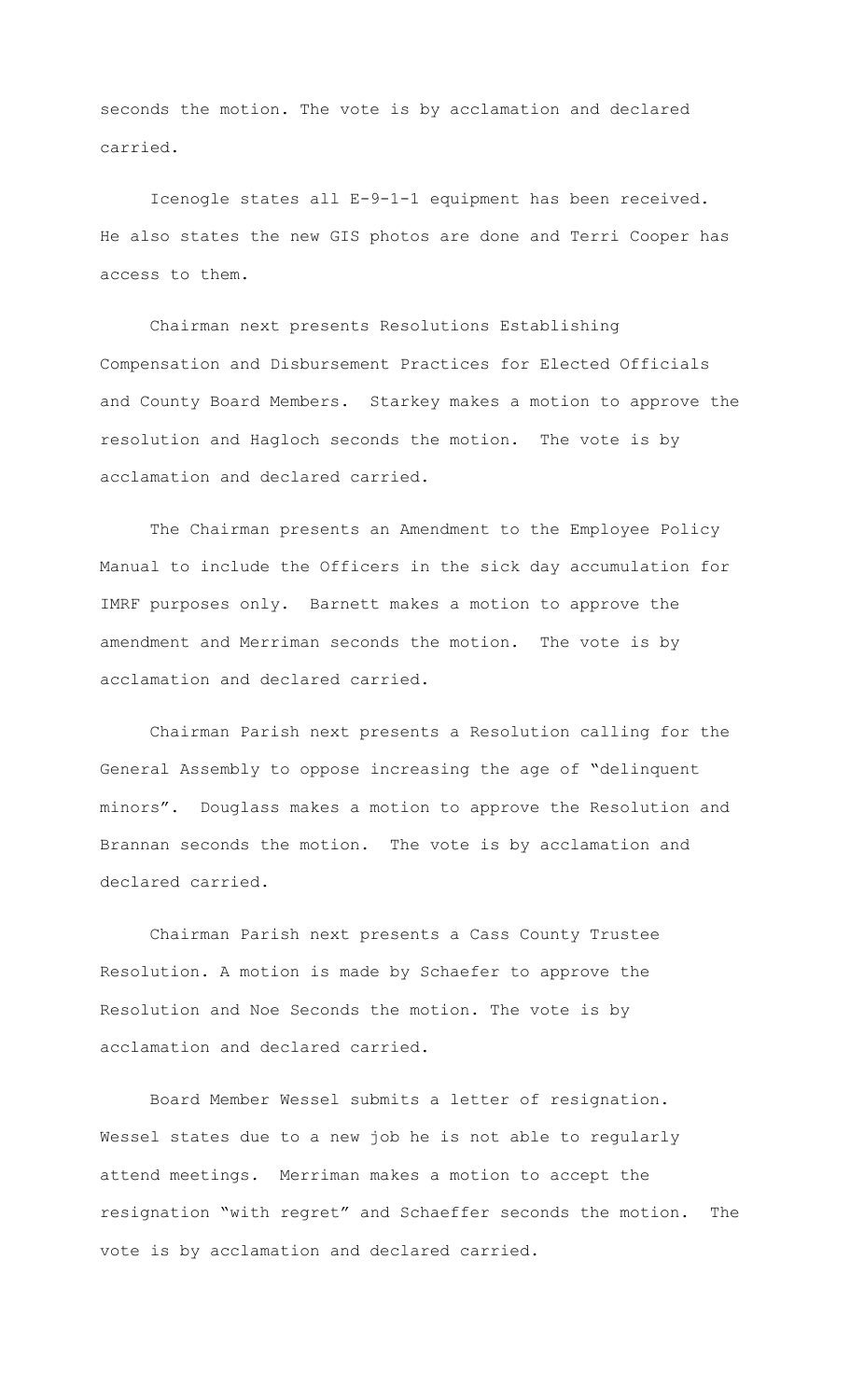seconds the motion. The vote is by acclamation and declared carried.

Icenogle states all E-9-1-1 equipment has been received. He also states the new GIS photos are done and Terri Cooper has access to them.

Chairman next presents Resolutions Establishing Compensation and Disbursement Practices for Elected Officials and County Board Members. Starkey makes a motion to approve the resolution and Hagloch seconds the motion. The vote is by acclamation and declared carried.

The Chairman presents an Amendment to the Employee Policy Manual to include the Officers in the sick day accumulation for IMRF purposes only. Barnett makes a motion to approve the amendment and Merriman seconds the motion. The vote is by acclamation and declared carried.

Chairman Parish next presents a Resolution calling for the General Assembly to oppose increasing the age of "delinquent minors". Douglass makes a motion to approve the Resolution and Brannan seconds the motion. The vote is by acclamation and declared carried.

Chairman Parish next presents a Cass County Trustee Resolution. A motion is made by Schaefer to approve the Resolution and Noe Seconds the motion. The vote is by acclamation and declared carried.

Board Member Wessel submits a letter of resignation. Wessel states due to a new job he is not able to regularly attend meetings. Merriman makes a motion to accept the resignation "with regret" and Schaeffer seconds the motion. The vote is by acclamation and declared carried.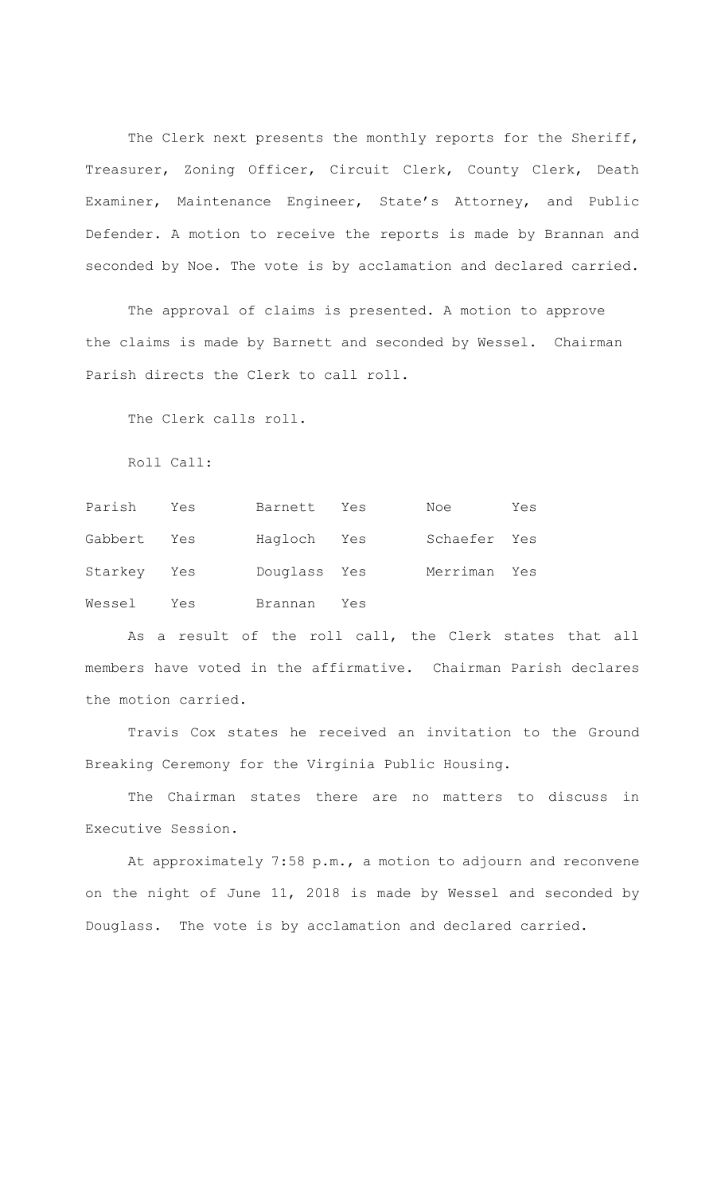The Clerk next presents the monthly reports for the Sheriff, Treasurer, Zoning Officer, Circuit Clerk, County Clerk, Death Examiner, Maintenance Engineer, State's Attorney, and Public Defender. A motion to receive the reports is made by Brannan and seconded by Noe. The vote is by acclamation and declared carried.

The approval of claims is presented. A motion to approve the claims is made by Barnett and seconded by Wessel. Chairman Parish directs the Clerk to call roll.

The Clerk calls roll.

Roll Call:

| | | | | | |
|---|---|---|---|---|---|
| Parish | Yes | Barnett | Yes | Noe | Yes |
| Gabbert | Yes | Hagloch | Yes | Schaefer | Yes |
| Starkey | Yes | Douglass | Yes | Merriman | Yes |
| Wessel | Yes | Brannan | Yes | | |

As a result of the roll call, the Clerk states that all members have voted in the affirmative. Chairman Parish declares the motion carried.

Travis Cox states he received an invitation to the Ground Breaking Ceremony for the Virginia Public Housing.

The Chairman states there are no matters to discuss in Executive Session.

At approximately 7:58 p.m., a motion to adjourn and reconvene on the night of June 11, 2018 is made by Wessel and seconded by Douglass. The vote is by acclamation and declared carried.